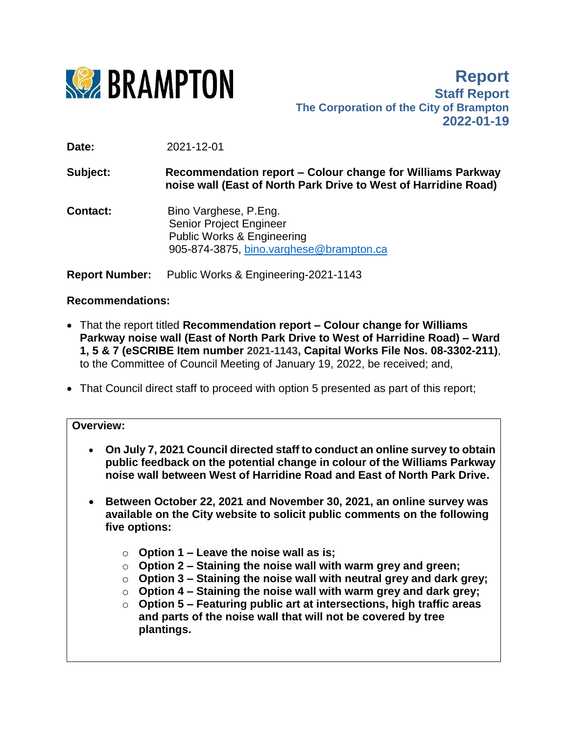**BRAMPTON**

# Report

**Staff Report**
**The Corporation of the City of Brampton**
**2022-01-19**

**Date:** 2021-12-01

**Subject:** **Recommendation report – Colour change for Williams Parkway noise wall (East of North Park Drive to West of Harridine Road)**

**Contact:** Bino Varghese, P.Eng.
Senior Project Engineer
Public Works & Engineering
905-874-3875, bino.varghese@brampton.ca

**Report Number:** Public Works & Engineering-2021-1143

**Recommendations:**

- That the report titled **Recommendation report – Colour change for Williams Parkway noise wall (East of North Park Drive to West of Harridine Road) – Ward 1, 5 & 7 (eSCRIBE Item number 2021-1143, Capital Works File Nos. 08-3302-211)**, to the Committee of Council Meeting of January 19, 2022, be received; and,
- That Council direct staff to proceed with option 5 presented as part of this report;

**Overview:**

- **On July 7, 2021 Council directed staff to conduct an online survey to obtain public feedback on the potential change in colour of the Williams Parkway noise wall between West of Harridine Road and East of North Park Drive.**
- **Between October 22, 2021 and November 30, 2021, an online survey was available on the City website to solicit public comments on the following five options:**
  - **Option 1 – Leave the noise wall as is;**
  - **Option 2 – Staining the noise wall with warm grey and green;**
  - **Option 3 – Staining the noise wall with neutral grey and dark grey;**
  - **Option 4 – Staining the noise wall with warm grey and dark grey;**
  - **Option 5 – Featuring public art at intersections, high traffic areas and parts of the noise wall that will not be covered by tree plantings.**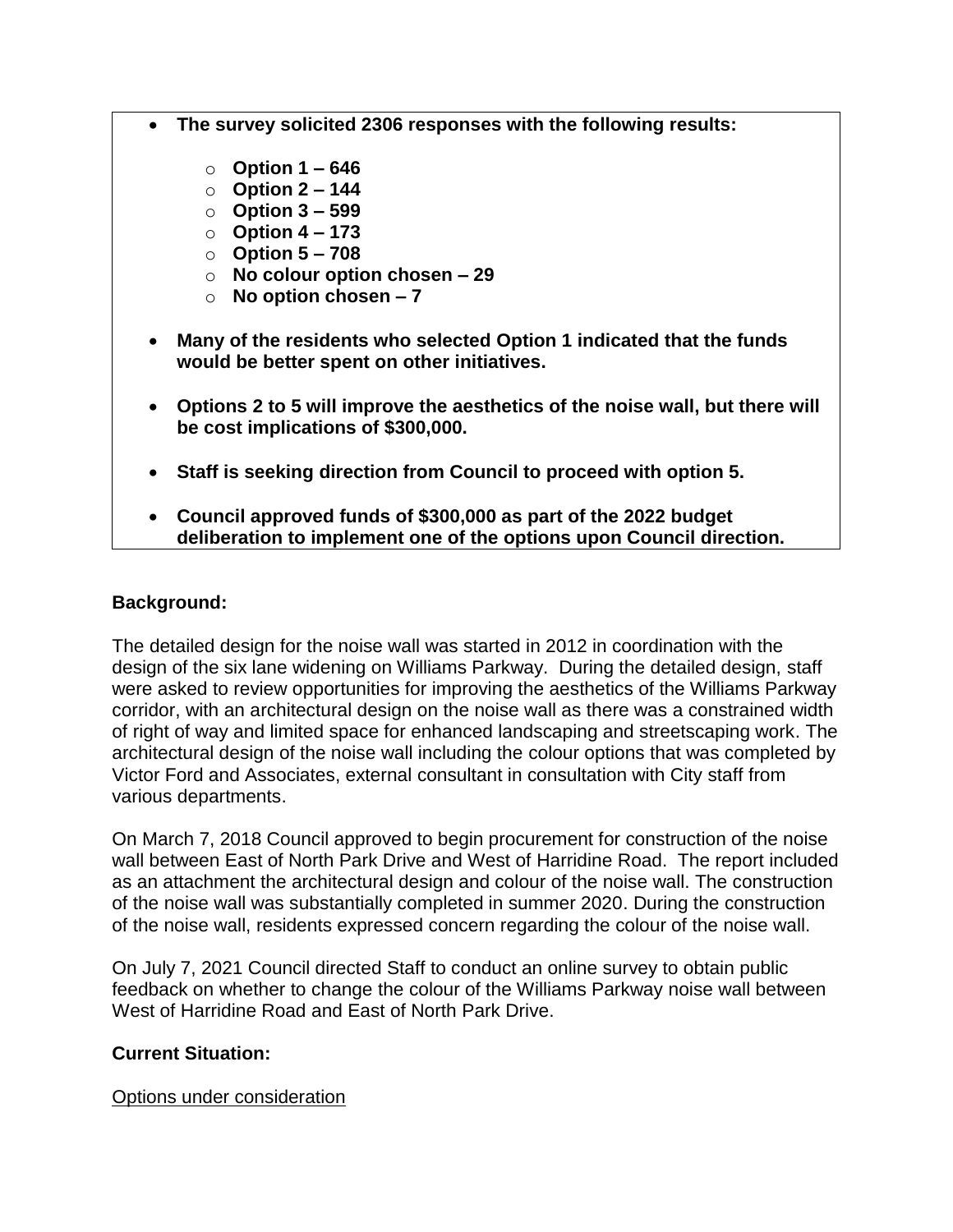- **The survey solicited 2306 responses with the following results:**
  - **Option 1 – 646**
  - **Option 2 – 144**
  - **Option 3 – 599**
  - **Option 4 – 173**
  - **Option 5 – 708**
  - **No colour option chosen – 29**
  - **No option chosen – 7**
- **Many of the residents who selected Option 1 indicated that the funds would be better spent on other initiatives.**
- **Options 2 to 5 will improve the aesthetics of the noise wall, but there will be cost implications of $300,000.**
- **Staff is seeking direction from Council to proceed with option 5.**
- **Council approved funds of $300,000 as part of the 2022 budget deliberation to implement one of the options upon Council direction.**

**Background:**

The detailed design for the noise wall was started in 2012 in coordination with the design of the six lane widening on Williams Parkway. During the detailed design, staff were asked to review opportunities for improving the aesthetics of the Williams Parkway corridor, with an architectural design on the noise wall as there was a constrained width of right of way and limited space for enhanced landscaping and streetscaping work. The architectural design of the noise wall including the colour options that was completed by Victor Ford and Associates, external consultant in consultation with City staff from various departments.

On March 7, 2018 Council approved to begin procurement for construction of the noise wall between East of North Park Drive and West of Harridine Road. The report included as an attachment the architectural design and colour of the noise wall. The construction of the noise wall was substantially completed in summer 2020. During the construction of the noise wall, residents expressed concern regarding the colour of the noise wall.

On July 7, 2021 Council directed Staff to conduct an online survey to obtain public feedback on whether to change the colour of the Williams Parkway noise wall between West of Harridine Road and East of North Park Drive.

**Current Situation:**

<u>Options under consideration</u>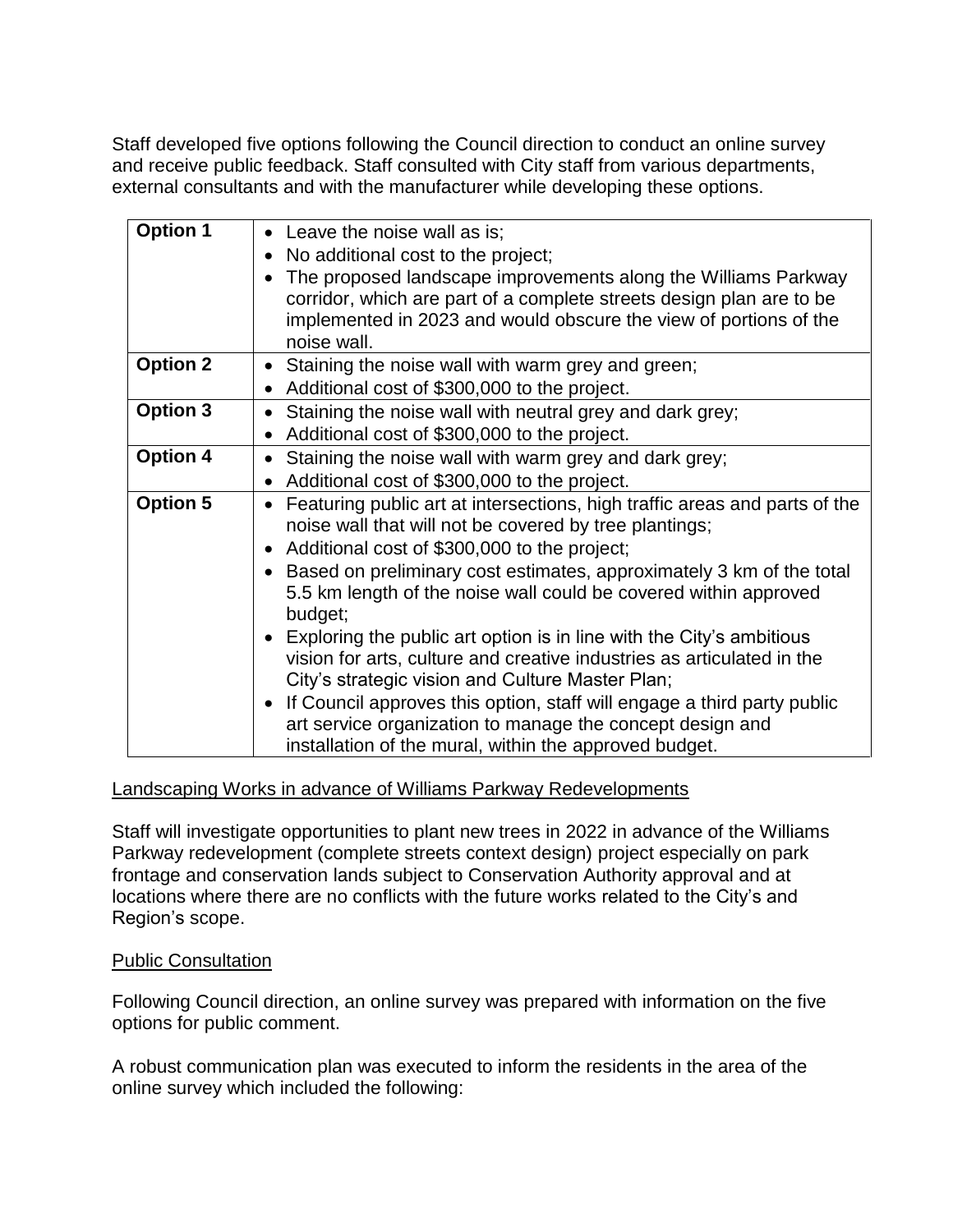Staff developed five options following the Council direction to conduct an online survey and receive public feedback. Staff consulted with City staff from various departments, external consultants and with the manufacturer while developing these options.

| | |
|---|---|
| **Option 1** | • Leave the noise wall as is;<br>• No additional cost to the project;<br>• The proposed landscape improvements along the Williams Parkway corridor, which are part of a complete streets design plan are to be implemented in 2023 and would obscure the view of portions of the noise wall. |
| **Option 2** | • Staining the noise wall with warm grey and green;<br>• Additional cost of $300,000 to the project. |
| **Option 3** | • Staining the noise wall with neutral grey and dark grey;<br>• Additional cost of $300,000 to the project. |
| **Option 4** | • Staining the noise wall with warm grey and dark grey;<br>• Additional cost of $300,000 to the project. |
| **Option 5** | • Featuring public art at intersections, high traffic areas and parts of the noise wall that will not be covered by tree plantings;<br>• Additional cost of $300,000 to the project;<br>• Based on preliminary cost estimates, approximately 3 km of the total 5.5 km length of the noise wall could be covered within approved budget;<br>• Exploring the public art option is in line with the City's ambitious vision for arts, culture and creative industries as articulated in the City's strategic vision and Culture Master Plan;<br>• If Council approves this option, staff will engage a third party public art service organization to manage the concept design and installation of the mural, within the approved budget. |

<u>Landscaping Works in advance of Williams Parkway Redevelopments</u>

Staff will investigate opportunities to plant new trees in 2022 in advance of the Williams Parkway redevelopment (complete streets context design) project especially on park frontage and conservation lands subject to Conservation Authority approval and at locations where there are no conflicts with the future works related to the City's and Region's scope.

<u>Public Consultation</u>

Following Council direction, an online survey was prepared with information on the five options for public comment.

A robust communication plan was executed to inform the residents in the area of the online survey which included the following: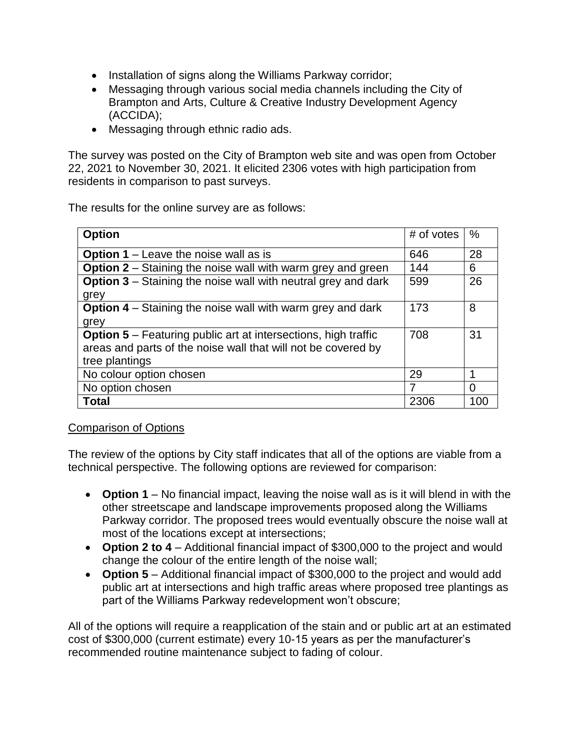- Installation of signs along the Williams Parkway corridor;
- Messaging through various social media channels including the City of Brampton and Arts, Culture & Creative Industry Development Agency (ACCIDA);
- Messaging through ethnic radio ads.

The survey was posted on the City of Brampton web site and was open from October 22, 2021 to November 30, 2021. It elicited 2306 votes with high participation from residents in comparison to past surveys.

The results for the online survey are as follows:

| **Option** | # of votes | % |
|---|---|---|
| **Option 1** – Leave the noise wall as is | 646 | 28 |
| **Option 2** – Staining the noise wall with warm grey and green | 144 | 6 |
| **Option 3** – Staining the noise wall with neutral grey and dark grey | 599 | 26 |
| **Option 4** – Staining the noise wall with warm grey and dark grey | 173 | 8 |
| **Option 5** – Featuring public art at intersections, high traffic areas and parts of the noise wall that will not be covered by tree plantings | 708 | 31 |
| No colour option chosen | 29 | 1 |
| No option chosen | 7 | 0 |
| **Total** | 2306 | 100 |

Comparison of Options

The review of the options by City staff indicates that all of the options are viable from a technical perspective. The following options are reviewed for comparison:

- **Option 1** – No financial impact, leaving the noise wall as is it will blend in with the other streetscape and landscape improvements proposed along the Williams Parkway corridor. The proposed trees would eventually obscure the noise wall at most of the locations except at intersections;
- **Option 2 to 4** – Additional financial impact of $300,000 to the project and would change the colour of the entire length of the noise wall;
- **Option 5** – Additional financial impact of $300,000 to the project and would add public art at intersections and high traffic areas where proposed tree plantings as part of the Williams Parkway redevelopment won't obscure;

All of the options will require a reapplication of the stain and or public art at an estimated cost of $300,000 (current estimate) every 10-15 years as per the manufacturer's recommended routine maintenance subject to fading of colour.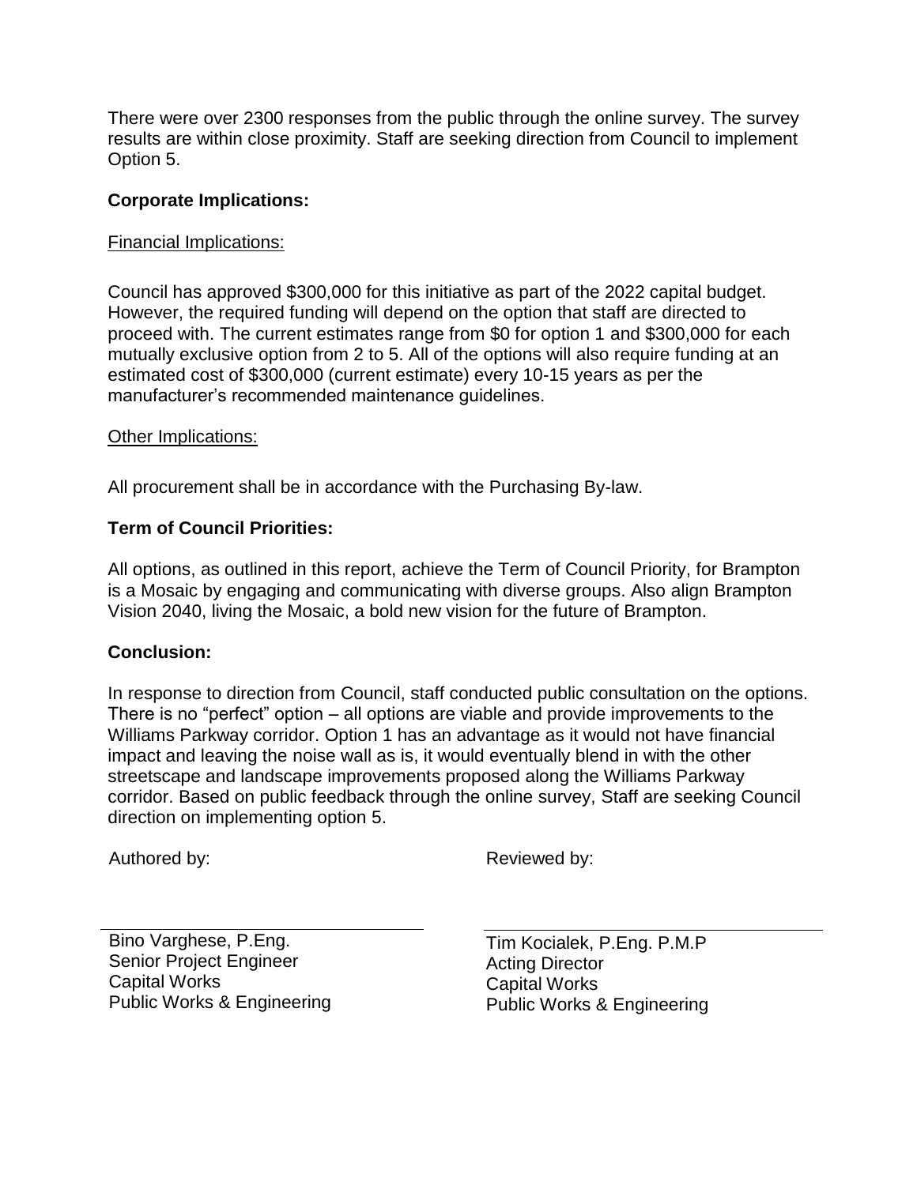There were over 2300 responses from the public through the online survey. The survey results are within close proximity. Staff are seeking direction from Council to implement Option 5.

**Corporate Implications:**

Financial Implications:

Council has approved $300,000 for this initiative as part of the 2022 capital budget. However, the required funding will depend on the option that staff are directed to proceed with. The current estimates range from $0 for option 1 and $300,000 for each mutually exclusive option from 2 to 5. All of the options will also require funding at an estimated cost of $300,000 (current estimate) every 10-15 years as per the manufacturer's recommended maintenance guidelines.

Other Implications:

All procurement shall be in accordance with the Purchasing By-law.

**Term of Council Priorities:**

All options, as outlined in this report, achieve the Term of Council Priority, for Brampton is a Mosaic by engaging and communicating with diverse groups. Also align Brampton Vision 2040, living the Mosaic, a bold new vision for the future of Brampton.

**Conclusion:**

In response to direction from Council, staff conducted public consultation on the options. There is no "perfect" option – all options are viable and provide improvements to the Williams Parkway corridor. Option 1 has an advantage as it would not have financial impact and leaving the noise wall as is, it would eventually blend in with the other streetscape and landscape improvements proposed along the Williams Parkway corridor. Based on public feedback through the online survey, Staff are seeking Council direction on implementing option 5.

Authored by:

Bino Varghese, P.Eng.
Senior Project Engineer
Capital Works
Public Works & Engineering

Reviewed by:

Tim Kocialek, P.Eng. P.M.P
Acting Director
Capital Works
Public Works & Engineering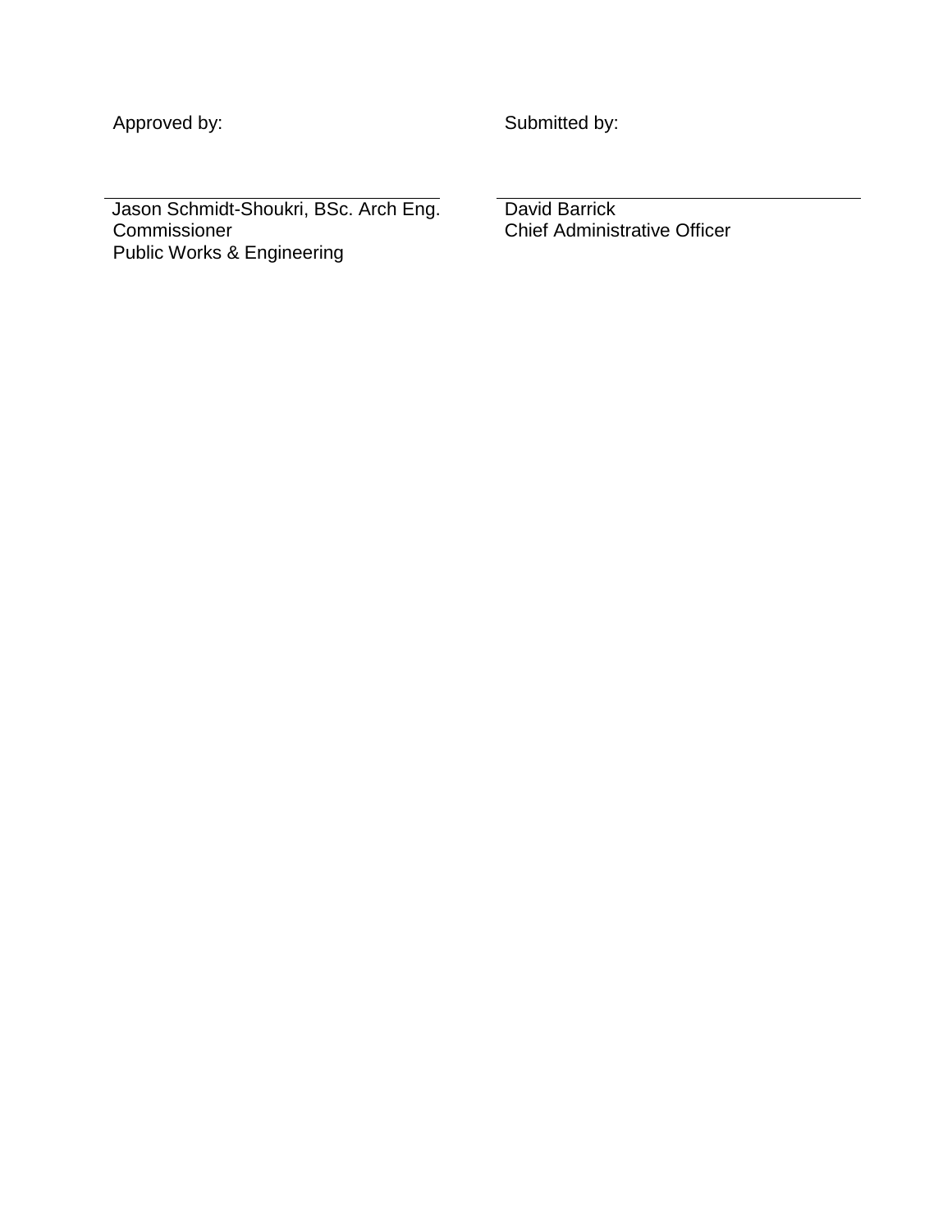Approved by:

Jason Schmidt-Shoukri, BSc. Arch Eng.
Commissioner
Public Works & Engineering

Submitted by:

David Barrick
Chief Administrative Officer